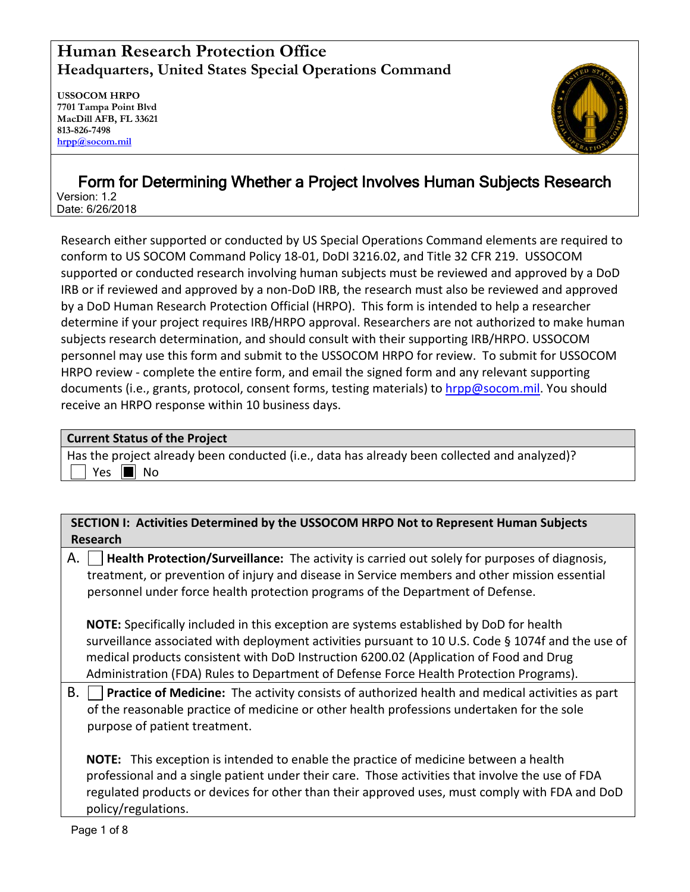# Human Research Protection Office
## Headquarters, United States Special Operations Command

**USSOCOM HRPO**
**7701 Tampa Point Blvd**
**MacDill AFB, FL 33621**
**813-826-7498**
**hrpp@socom.mil**

## Form for Determining Whether a Project Involves Human Subjects Research

Version: 1.2
Date: 6/26/2018

Research either supported or conducted by US Special Operations Command elements are required to conform to US SOCOM Command Policy 18-01, DoDI 3216.02, and Title 32 CFR 219. USSOCOM supported or conducted research involving human subjects must be reviewed and approved by a DoD IRB or if reviewed and approved by a non-DoD IRB, the research must also be reviewed and approved by a DoD Human Research Protection Official (HRPO). This form is intended to help a researcher determine if your project requires IRB/HRPO approval. Researchers are not authorized to make human subjects research determination, and should consult with their supporting IRB/HRPO. USSOCOM personnel may use this form and submit to the USSOCOM HRPO for review. To submit for USSOCOM HRPO review - complete the entire form, and email the signed form and any relevant supporting documents (i.e., grants, protocol, consent forms, testing materials) to hrpp@socom.mil. You should receive an HRPO response within 10 business days.

| **Current Status of the Project** |
|---|
| Has the project already been conducted (i.e., data has already been collected and analyzed)? |
| ☐ Yes ☒ No |

| **SECTION I: Activities Determined by the USSOCOM HRPO Not to Represent Human Subjects Research** |
|---|
| A. ☐ **Health Protection/Surveillance:** The activity is carried out solely for purposes of diagnosis, treatment, or prevention of injury and disease in Service members and other mission essential personnel under force health protection programs of the Department of Defense.<br><br>**NOTE:** Specifically included in this exception are systems established by DoD for health surveillance associated with deployment activities pursuant to 10 U.S. Code § 1074f and the use of medical products consistent with DoD Instruction 6200.02 (Application of Food and Drug Administration (FDA) Rules to Department of Defense Force Health Protection Programs). |
| B. ☐ **Practice of Medicine:** The activity consists of authorized health and medical activities as part of the reasonable practice of medicine or other health professions undertaken for the sole purpose of patient treatment.<br><br>**NOTE:** This exception is intended to enable the practice of medicine between a health professional and a single patient under their care. Those activities that involve the use of FDA regulated products or devices for other than their approved uses, must comply with FDA and DoD policy/regulations. |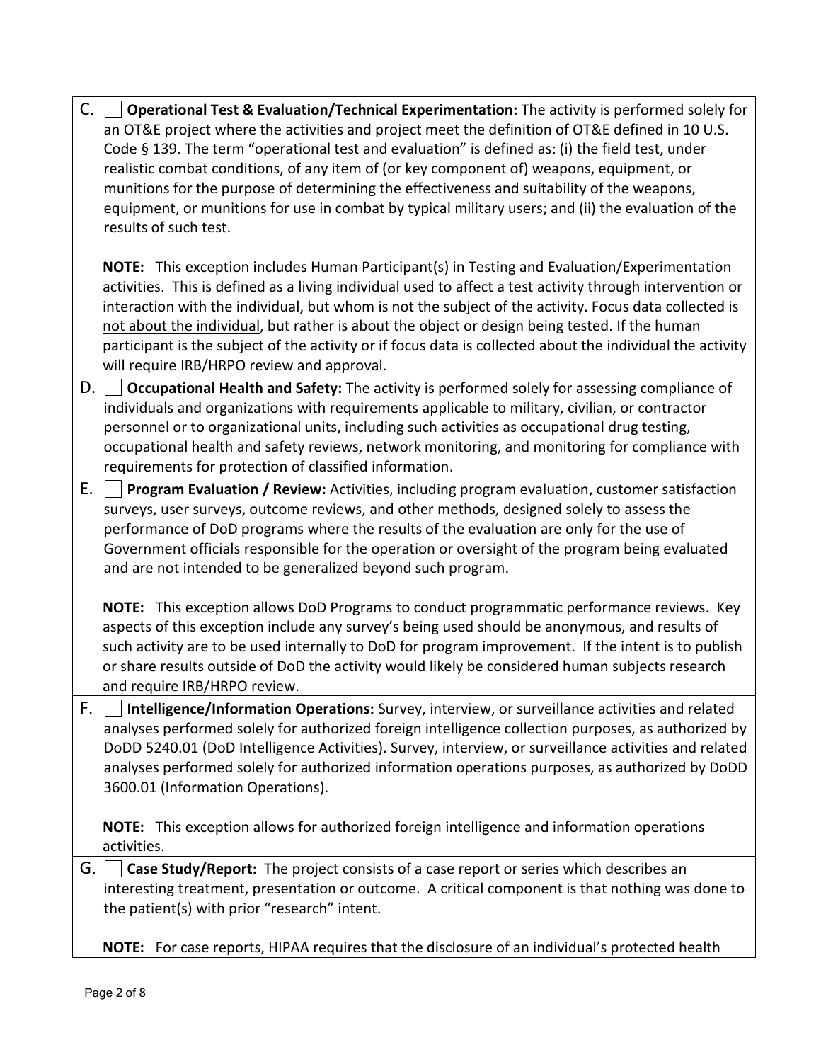C. ☐ **Operational Test & Evaluation/Technical Experimentation:** The activity is performed solely for an OT&E project where the activities and project meet the definition of OT&E defined in 10 U.S. Code § 139. The term "operational test and evaluation" is defined as: (i) the field test, under realistic combat conditions, of any item of (or key component of) weapons, equipment, or munitions for the purpose of determining the effectiveness and suitability of the weapons, equipment, or munitions for use in combat by typical military users; and (ii) the evaluation of the results of such test.

**NOTE:** This exception includes Human Participant(s) in Testing and Evaluation/Experimentation activities. This is defined as a living individual used to affect a test activity through intervention or interaction with the individual, <u>but whom is not the subject of the activity</u>. <u>Focus data collected is not about the individual</u>, but rather is about the object or design being tested. If the human participant is the subject of the activity or if focus data is collected about the individual the activity will require IRB/HRPO review and approval.

D. ☐ **Occupational Health and Safety:** The activity is performed solely for assessing compliance of individuals and organizations with requirements applicable to military, civilian, or contractor personnel or to organizational units, including such activities as occupational drug testing, occupational health and safety reviews, network monitoring, and monitoring for compliance with requirements for protection of classified information.

E. ☐ **Program Evaluation / Review:** Activities, including program evaluation, customer satisfaction surveys, user surveys, outcome reviews, and other methods, designed solely to assess the performance of DoD programs where the results of the evaluation are only for the use of Government officials responsible for the operation or oversight of the program being evaluated and are not intended to be generalized beyond such program.

**NOTE:** This exception allows DoD Programs to conduct programmatic performance reviews. Key aspects of this exception include any survey's being used should be anonymous, and results of such activity are to be used internally to DoD for program improvement. If the intent is to publish or share results outside of DoD the activity would likely be considered human subjects research and require IRB/HRPO review.

F. ☐ **Intelligence/Information Operations:** Survey, interview, or surveillance activities and related analyses performed solely for authorized foreign intelligence collection purposes, as authorized by DoDD 5240.01 (DoD Intelligence Activities). Survey, interview, or surveillance activities and related analyses performed solely for authorized information operations purposes, as authorized by DoDD 3600.01 (Information Operations).

**NOTE:** This exception allows for authorized foreign intelligence and information operations activities.

G. ☐ **Case Study/Report:** The project consists of a case report or series which describes an interesting treatment, presentation or outcome. A critical component is that nothing was done to the patient(s) with prior "research" intent.

**NOTE:** For case reports, HIPAA requires that the disclosure of an individual's protected health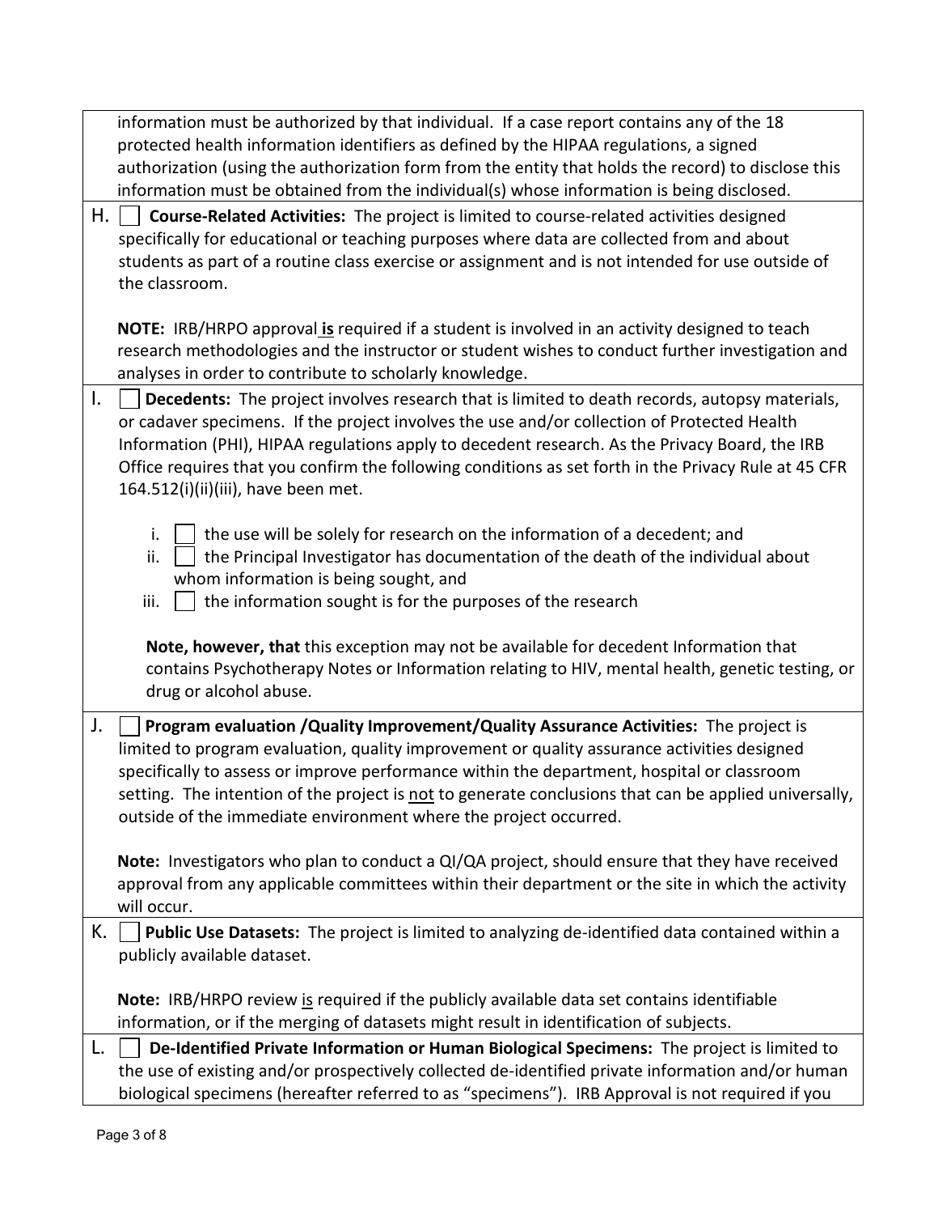information must be authorized by that individual. If a case report contains any of the 18 protected health information identifiers as defined by the HIPAA regulations, a signed authorization (using the authorization form from the entity that holds the record) to disclose this information must be obtained from the individual(s) whose information is being disclosed.

H. ☐ **Course-Related Activities:** The project is limited to course-related activities designed specifically for educational or teaching purposes where data are collected from and about students as part of a routine class exercise or assignment and is not intended for use outside of the classroom.

**NOTE:** IRB/HRPO approval **is** required if a student is involved in an activity designed to teach research methodologies and the instructor or student wishes to conduct further investigation and analyses in order to contribute to scholarly knowledge.

I. ☐ **Decedents:** The project involves research that is limited to death records, autopsy materials, or cadaver specimens. If the project involves the use and/or collection of Protected Health Information (PHI), HIPAA regulations apply to decedent research. As the Privacy Board, the IRB Office requires that you confirm the following conditions as set forth in the Privacy Rule at 45 CFR 164.512(i)(ii)(iii), have been met.

i. ☐ the use will be solely for research on the information of a decedent; and
ii. ☐ the Principal Investigator has documentation of the death of the individual about whom information is being sought, and
iii. ☐ the information sought is for the purposes of the research

**Note, however, that** this exception may not be available for decedent Information that contains Psychotherapy Notes or Information relating to HIV, mental health, genetic testing, or drug or alcohol abuse.

J. ☐ **Program evaluation /Quality Improvement/Quality Assurance Activities:** The project is limited to program evaluation, quality improvement or quality assurance activities designed specifically to assess or improve performance within the department, hospital or classroom setting. The intention of the project is not to generate conclusions that can be applied universally, outside of the immediate environment where the project occurred.

**Note:** Investigators who plan to conduct a QI/QA project, should ensure that they have received approval from any applicable committees within their department or the site in which the activity will occur.

K. ☐ **Public Use Datasets:** The project is limited to analyzing de-identified data contained within a publicly available dataset.

**Note:** IRB/HRPO review is required if the publicly available data set contains identifiable information, or if the merging of datasets might result in identification of subjects.

L. ☐ **De-Identified Private Information or Human Biological Specimens:** The project is limited to the use of existing and/or prospectively collected de-identified private information and/or human biological specimens (hereafter referred to as "specimens"). IRB Approval is not required if you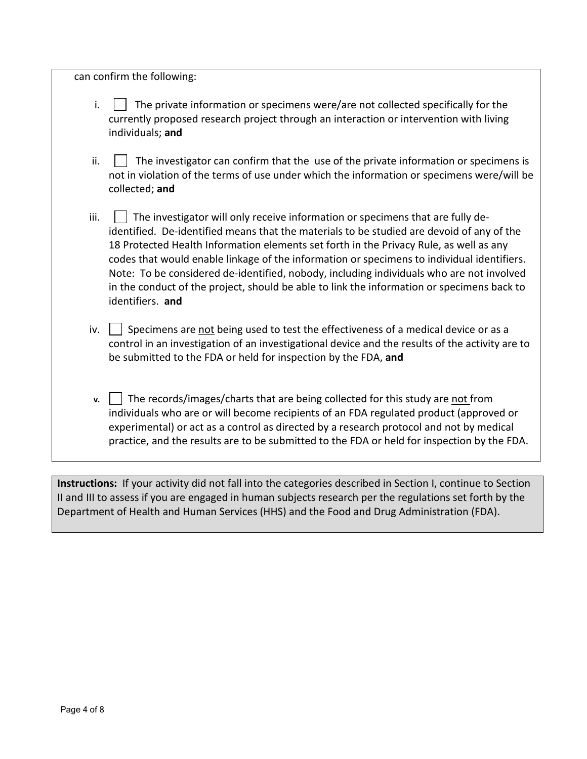can confirm the following:

i. ☐ The private information or specimens were/are not collected specifically for the currently proposed research project through an interaction or intervention with living individuals; **and**

ii. ☐ The investigator can confirm that the use of the private information or specimens is not in violation of the terms of use under which the information or specimens were/will be collected; **and**

iii. ☐ The investigator will only receive information or specimens that are fully de-identified. De-identified means that the materials to be studied are devoid of any of the 18 Protected Health Information elements set forth in the Privacy Rule, as well as any codes that would enable linkage of the information or specimens to individual identifiers. Note: To be considered de-identified, nobody, including individuals who are not involved in the conduct of the project, should be able to link the information or specimens back to identifiers. **and**

iv. ☐ Specimens are <u>not</u> being used to test the effectiveness of a medical device or as a control in an investigation of an investigational device and the results of the activity are to be submitted to the FDA or held for inspection by the FDA, **and**

**v.** ☐ The records/images/charts that are being collected for this study are <u>not</u> from individuals who are or will become recipients of an FDA regulated product (approved or experimental) or act as a control as directed by a research protocol and not by medical practice, and the results are to be submitted to the FDA or held for inspection by the FDA.

**Instructions:** If your activity did not fall into the categories described in Section I, continue to Section II and III to assess if you are engaged in human subjects research per the regulations set forth by the Department of Health and Human Services (HHS) and the Food and Drug Administration (FDA).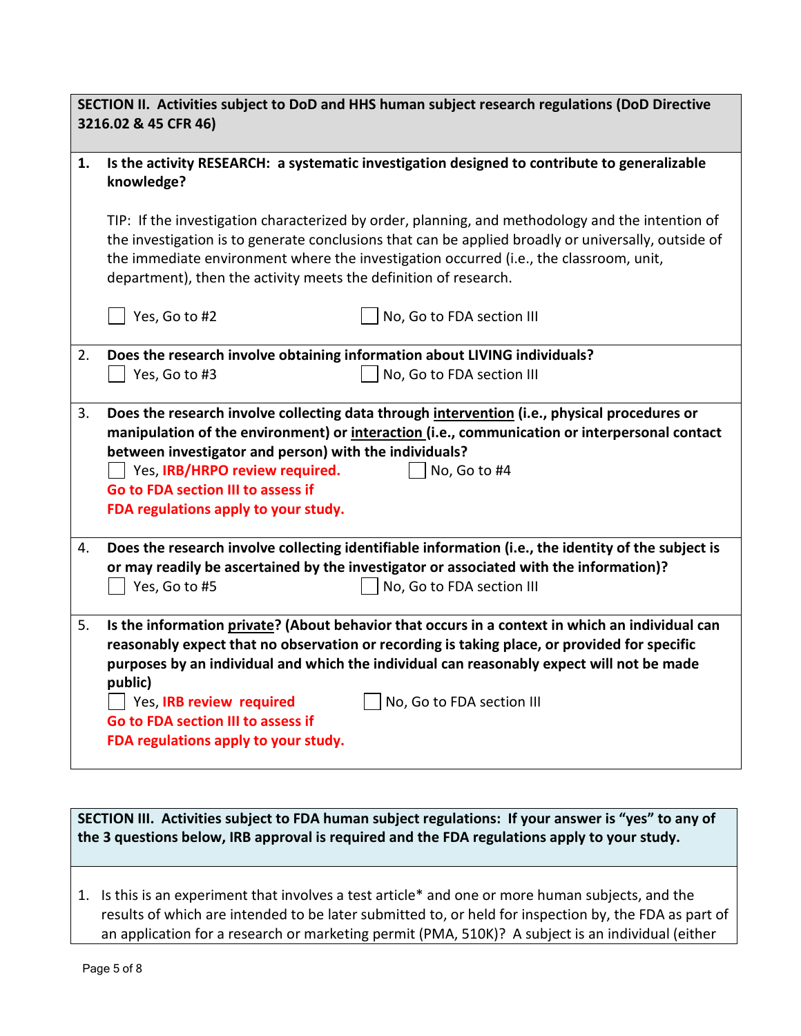**SECTION II. Activities subject to DoD and HHS human subject research regulations (DoD Directive 3216.02 & 45 CFR 46)**

**1. Is the activity RESEARCH: a systematic investigation designed to contribute to generalizable knowledge?**

TIP: If the investigation characterized by order, planning, and methodology and the intention of the investigation is to generate conclusions that can be applied broadly or universally, outside of the immediate environment where the investigation occurred (i.e., the classroom, unit, department), then the activity meets the definition of research.

☐ Yes, Go to #2 ☐ No, Go to FDA section III

2. **Does the research involve obtaining information about LIVING individuals?**

☐ Yes, Go to #3 ☐ No, Go to FDA section III

3. **Does the research involve collecting data through intervention (i.e., physical procedures or manipulation of the environment) or interaction (i.e., communication or interpersonal contact between investigator and person) with the individuals?**

☐ Yes, **IRB/HRPO review required. Go to FDA section III to assess if FDA regulations apply to your study.** ☐ No, Go to #4

4. **Does the research involve collecting identifiable information (i.e., the identity of the subject is or may readily be ascertained by the investigator or associated with the information)?**

☐ Yes, Go to #5 ☐ No, Go to FDA section III

5. **Is the information private? (About behavior that occurs in a context in which an individual can reasonably expect that no observation or recording is taking place, or provided for specific purposes by an individual and which the individual can reasonably expect will not be made public)**

☐ Yes, **IRB review required Go to FDA section III to assess if FDA regulations apply to your study.** ☐ No, Go to FDA section III

**SECTION III. Activities subject to FDA human subject regulations: If your answer is "yes" to any of the 3 questions below, IRB approval is required and the FDA regulations apply to your study.**

1. Is this is an experiment that involves a test article* and one or more human subjects, and the results of which are intended to be later submitted to, or held for inspection by, the FDA as part of an application for a research or marketing permit (PMA, 510K)? A subject is an individual (either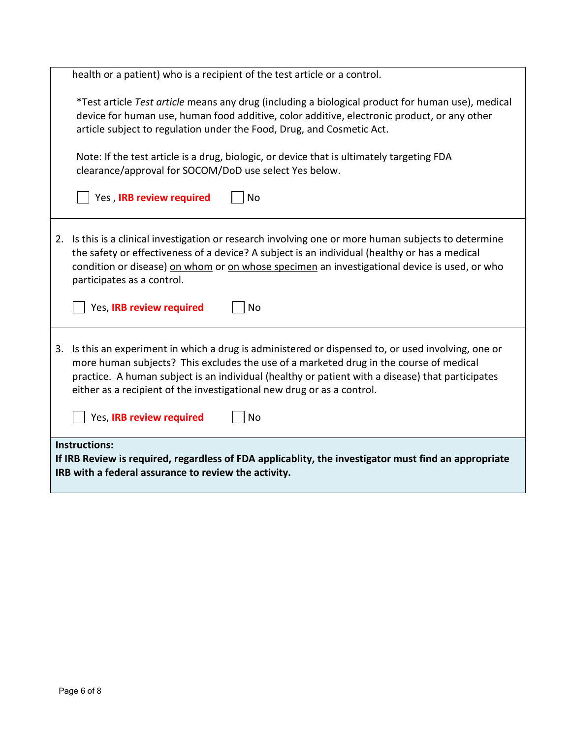health or a patient) who is a recipient of the test article or a control.

*Test article *Test article* means any drug (including a biological product for human use), medical device for human use, human food additive, color additive, electronic product, or any other article subject to regulation under the Food, Drug, and Cosmetic Act.

Note: If the test article is a drug, biologic, or device that is ultimately targeting FDA clearance/approval for SOCOM/DoD use select Yes below.

☐ Yes , **IRB review required** ☐ No

2. Is this is a clinical investigation or research involving one or more human subjects to determine the safety or effectiveness of a device? A subject is an individual (healthy or has a medical condition or disease) on whom or on whose specimen an investigational device is used, or who participates as a control.

   ☐ Yes, **IRB review required** ☐ No

3. Is this an experiment in which a drug is administered or dispensed to, or used involving, one or more human subjects? This excludes the use of a marketed drug in the course of medical practice. A human subject is an individual (healthy or patient with a disease) that participates either as a recipient of the investigational new drug or as a control.

   ☐ Yes, **IRB review required** ☐ No

**Instructions:**
**If IRB Review is required, regardless of FDA applicablity, the investigator must find an appropriate IRB with a federal assurance to review the activity.**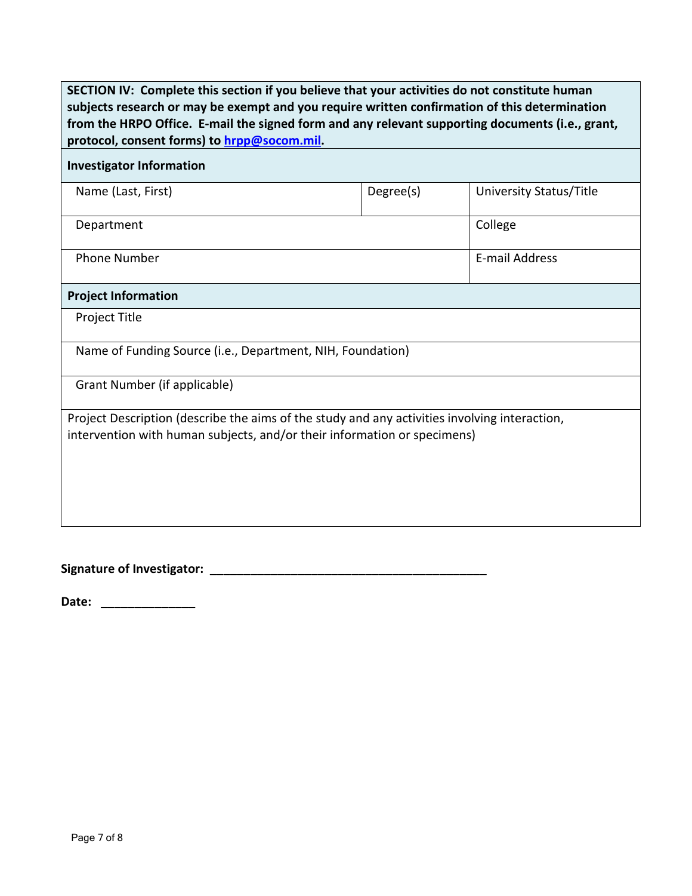**SECTION IV: Complete this section if you believe that your activities do not constitute human subjects research or may be exempt and you require written confirmation of this determination from the HRPO Office. E-mail the signed form and any relevant supporting documents (i.e., grant, protocol, consent forms) to [hrpp@socom.mil](mailto:hrpp@socom.mil).**

| **Investigator Information** | | |
|---|---|---|
| Name (Last, First) | Degree(s) | University Status/Title |
| Department | | College |
| Phone Number | | E-mail Address |
| **Project Information** | | |
| Project Title | | |
| Name of Funding Source (i.e., Department, NIH, Foundation) | | |
| Grant Number (if applicable) | | |
| Project Description (describe the aims of the study and any activities involving interaction, intervention with human subjects, and/or their information or specimens) | | |

**Signature of Investigator:** ________________________________________

**Date:** ______________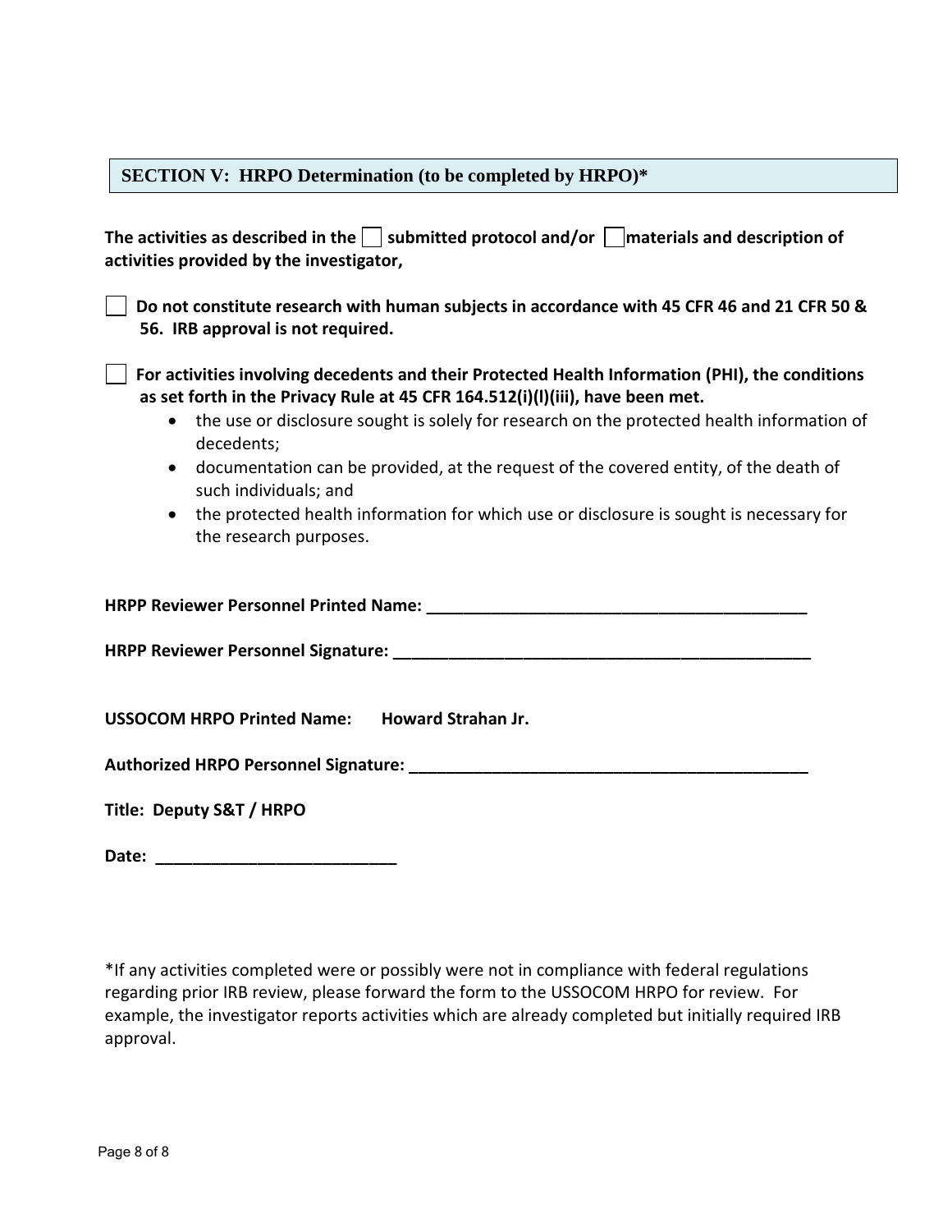## SECTION V: HRPO Determination (to be completed by HRPO)*

**The activities as described in the ☐ submitted protocol and/or ☐ materials and description of activities provided by the investigator,**

☐ **Do not constitute research with human subjects in accordance with 45 CFR 46 and 21 CFR 50 & 56. IRB approval is not required.**

☐ **For activities involving decedents and their Protected Health Information (PHI), the conditions as set forth in the Privacy Rule at 45 CFR 164.512(i)(l)(iii), have been met.**

- the use or disclosure sought is solely for research on the protected health information of decedents;
- documentation can be provided, at the request of the covered entity, of the death of such individuals; and
- the protected health information for which use or disclosure is sought is necessary for the research purposes.

**HRPP Reviewer Personnel Printed Name: ___________________________________________**

**HRPP Reviewer Personnel Signature: ________________________________________________**

**USSOCOM HRPO Printed Name: Howard Strahan Jr.**

**Authorized HRPO Personnel Signature: _____________________________________________**

**Title: Deputy S&T / HRPO**

**Date: ___________________________**

*If any activities completed were or possibly were not in compliance with federal regulations regarding prior IRB review, please forward the form to the USSOCOM HRPO for review. For example, the investigator reports activities which are already completed but initially required IRB approval.